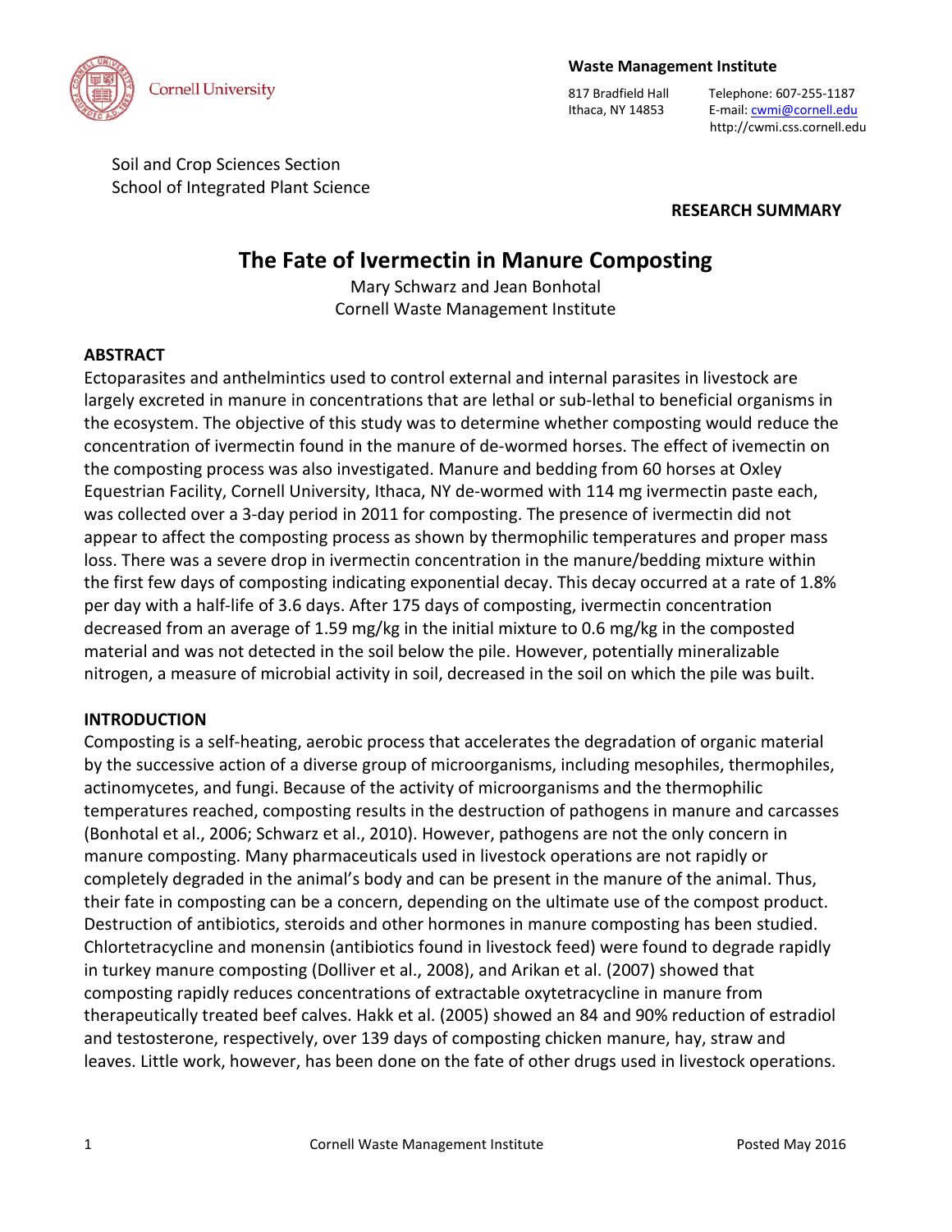Cornell University

**Waste Management Institute**

817 Bradfield Hall
Ithaca, NY 14853

Telephone: 607-255-1187
E-mail: cwmi@cornell.edu
http://cwmi.css.cornell.edu

Soil and Crop Sciences Section
School of Integrated Plant Science

**RESEARCH SUMMARY**

# The Fate of Ivermectin in Manure Composting

Mary Schwarz and Jean Bonhotal
Cornell Waste Management Institute

## ABSTRACT

Ectoparasites and anthelmintics used to control external and internal parasites in livestock are largely excreted in manure in concentrations that are lethal or sub-lethal to beneficial organisms in the ecosystem. The objective of this study was to determine whether composting would reduce the concentration of ivermectin found in the manure of de-wormed horses. The effect of ivemectin on the composting process was also investigated. Manure and bedding from 60 horses at Oxley Equestrian Facility, Cornell University, Ithaca, NY de-wormed with 114 mg ivermectin paste each, was collected over a 3-day period in 2011 for composting. The presence of ivermectin did not appear to affect the composting process as shown by thermophilic temperatures and proper mass loss. There was a severe drop in ivermectin concentration in the manure/bedding mixture within the first few days of composting indicating exponential decay. This decay occurred at a rate of 1.8% per day with a half-life of 3.6 days. After 175 days of composting, ivermectin concentration decreased from an average of 1.59 mg/kg in the initial mixture to 0.6 mg/kg in the composted material and was not detected in the soil below the pile. However, potentially mineralizable nitrogen, a measure of microbial activity in soil, decreased in the soil on which the pile was built.

## INTRODUCTION

Composting is a self-heating, aerobic process that accelerates the degradation of organic material by the successive action of a diverse group of microorganisms, including mesophiles, thermophiles, actinomycetes, and fungi. Because of the activity of microorganisms and the thermophilic temperatures reached, composting results in the destruction of pathogens in manure and carcasses (Bonhotal et al., 2006; Schwarz et al., 2010). However, pathogens are not the only concern in manure composting. Many pharmaceuticals used in livestock operations are not rapidly or completely degraded in the animal's body and can be present in the manure of the animal. Thus, their fate in composting can be a concern, depending on the ultimate use of the compost product. Destruction of antibiotics, steroids and other hormones in manure composting has been studied. Chlortetracycline and monensin (antibiotics found in livestock feed) were found to degrade rapidly in turkey manure composting (Dolliver et al., 2008), and Arikan et al. (2007) showed that composting rapidly reduces concentrations of extractable oxytetracycline in manure from therapeutically treated beef calves. Hakk et al. (2005) showed an 84 and 90% reduction of estradiol and testosterone, respectively, over 139 days of composting chicken manure, hay, straw and leaves. Little work, however, has been done on the fate of other drugs used in livestock operations.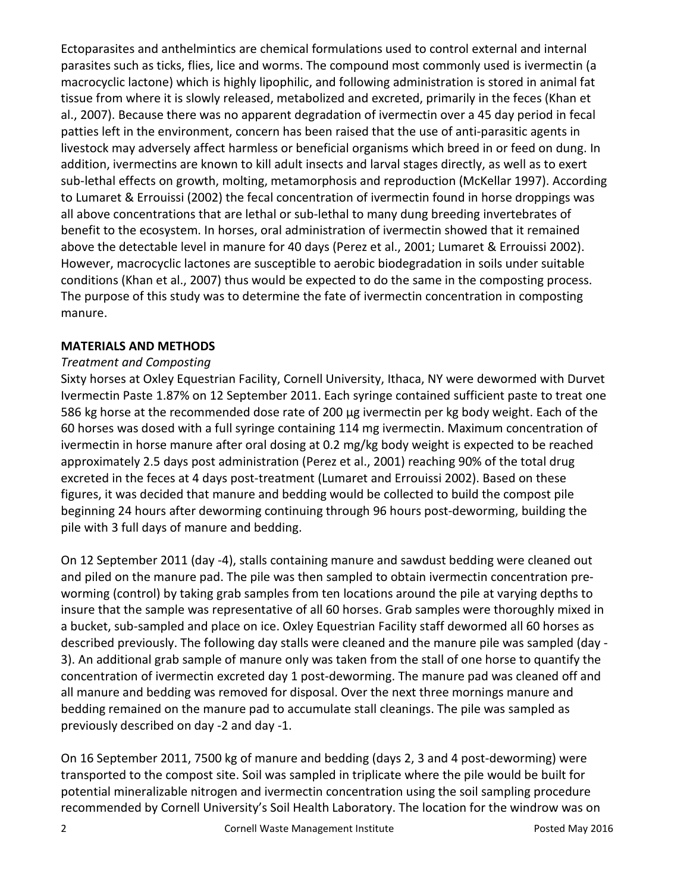Ectoparasites and anthelmintics are chemical formulations used to control external and internal parasites such as ticks, flies, lice and worms. The compound most commonly used is ivermectin (a macrocyclic lactone) which is highly lipophilic, and following administration is stored in animal fat tissue from where it is slowly released, metabolized and excreted, primarily in the feces (Khan et al., 2007). Because there was no apparent degradation of ivermectin over a 45 day period in fecal patties left in the environment, concern has been raised that the use of anti-parasitic agents in livestock may adversely affect harmless or beneficial organisms which breed in or feed on dung. In addition, ivermectins are known to kill adult insects and larval stages directly, as well as to exert sub-lethal effects on growth, molting, metamorphosis and reproduction (McKellar 1997). According to Lumaret & Errouissi (2002) the fecal concentration of ivermectin found in horse droppings was all above concentrations that are lethal or sub-lethal to many dung breeding invertebrates of benefit to the ecosystem. In horses, oral administration of ivermectin showed that it remained above the detectable level in manure for 40 days (Perez et al., 2001; Lumaret & Errouissi 2002). However, macrocyclic lactones are susceptible to aerobic biodegradation in soils under suitable conditions (Khan et al., 2007) thus would be expected to do the same in the composting process. The purpose of this study was to determine the fate of ivermectin concentration in composting manure.

## MATERIALS AND METHODS

### *Treatment and Composting*

Sixty horses at Oxley Equestrian Facility, Cornell University, Ithaca, NY were dewormed with Durvet Ivermectin Paste 1.87% on 12 September 2011. Each syringe contained sufficient paste to treat one 586 kg horse at the recommended dose rate of 200 µg ivermectin per kg body weight. Each of the 60 horses was dosed with a full syringe containing 114 mg ivermectin. Maximum concentration of ivermectin in horse manure after oral dosing at 0.2 mg/kg body weight is expected to be reached approximately 2.5 days post administration (Perez et al., 2001) reaching 90% of the total drug excreted in the feces at 4 days post-treatment (Lumaret and Errouissi 2002). Based on these figures, it was decided that manure and bedding would be collected to build the compost pile beginning 24 hours after deworming continuing through 96 hours post-deworming, building the pile with 3 full days of manure and bedding.

On 12 September 2011 (day -4), stalls containing manure and sawdust bedding were cleaned out and piled on the manure pad. The pile was then sampled to obtain ivermectin concentration pre-worming (control) by taking grab samples from ten locations around the pile at varying depths to insure that the sample was representative of all 60 horses. Grab samples were thoroughly mixed in a bucket, sub-sampled and place on ice. Oxley Equestrian Facility staff dewormed all 60 horses as described previously. The following day stalls were cleaned and the manure pile was sampled (day -3). An additional grab sample of manure only was taken from the stall of one horse to quantify the concentration of ivermectin excreted day 1 post-deworming. The manure pad was cleaned off and all manure and bedding was removed for disposal. Over the next three mornings manure and bedding remained on the manure pad to accumulate stall cleanings. The pile was sampled as previously described on day -2 and day -1.

On 16 September 2011, 7500 kg of manure and bedding (days 2, 3 and 4 post-deworming) were transported to the compost site. Soil was sampled in triplicate where the pile would be built for potential mineralizable nitrogen and ivermectin concentration using the soil sampling procedure recommended by Cornell University's Soil Health Laboratory. The location for the windrow was on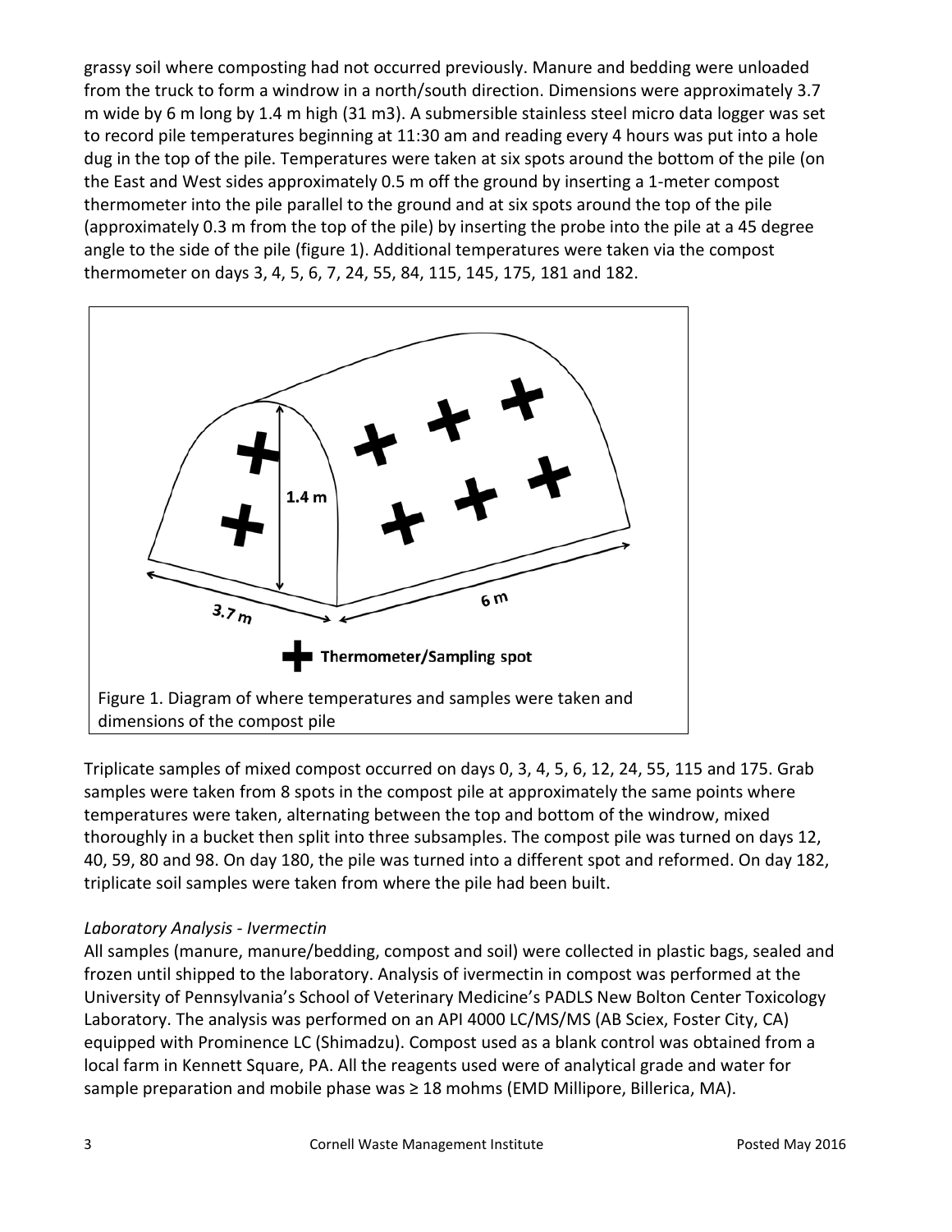grassy soil where composting had not occurred previously. Manure and bedding were unloaded from the truck to form a windrow in a north/south direction. Dimensions were approximately 3.7 m wide by 6 m long by 1.4 m high (31 m3). A submersible stainless steel micro data logger was set to record pile temperatures beginning at 11:30 am and reading every 4 hours was put into a hole dug in the top of the pile. Temperatures were taken at six spots around the bottom of the pile (on the East and West sides approximately 0.5 m off the ground by inserting a 1-meter compost thermometer into the pile parallel to the ground and at six spots around the top of the pile (approximately 0.3 m from the top of the pile) by inserting the probe into the pile at a 45 degree angle to the side of the pile (figure 1). Additional temperatures were taken via the compost thermometer on days 3, 4, 5, 6, 7, 24, 55, 84, 115, 145, 175, 181 and 182.

Figure 1. Diagram of where temperatures and samples were taken and dimensions of the compost pile

Triplicate samples of mixed compost occurred on days 0, 3, 4, 5, 6, 12, 24, 55, 115 and 175. Grab samples were taken from 8 spots in the compost pile at approximately the same points where temperatures were taken, alternating between the top and bottom of the windrow, mixed thoroughly in a bucket then split into three subsamples. The compost pile was turned on days 12, 40, 59, 80 and 98. On day 180, the pile was turned into a different spot and reformed. On day 182, triplicate soil samples were taken from where the pile had been built.

### *Laboratory Analysis - Ivermectin*

All samples (manure, manure/bedding, compost and soil) were collected in plastic bags, sealed and frozen until shipped to the laboratory. Analysis of ivermectin in compost was performed at the University of Pennsylvania's School of Veterinary Medicine's PADLS New Bolton Center Toxicology Laboratory. The analysis was performed on an API 4000 LC/MS/MS (AB Sciex, Foster City, CA) equipped with Prominence LC (Shimadzu). Compost used as a blank control was obtained from a local farm in Kennett Square, PA. All the reagents used were of analytical grade and water for sample preparation and mobile phase was ≥ 18 mohms (EMD Millipore, Billerica, MA).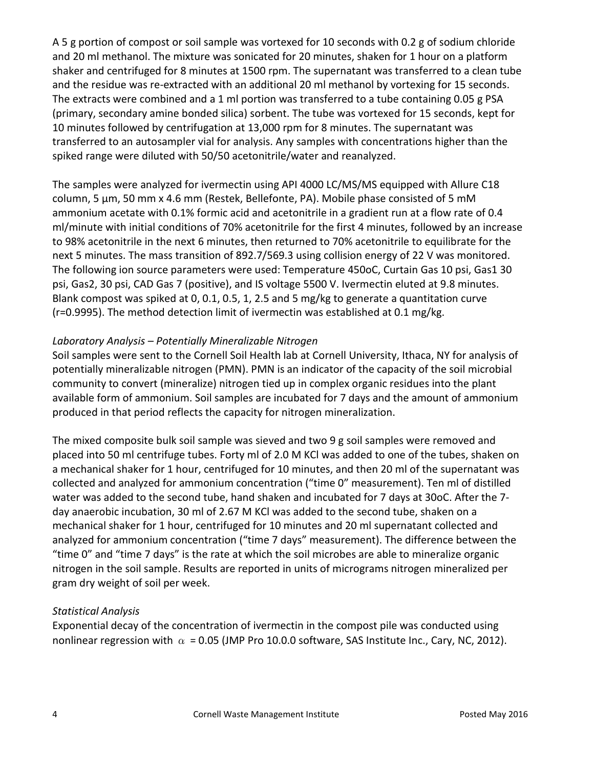A 5 g portion of compost or soil sample was vortexed for 10 seconds with 0.2 g of sodium chloride and 20 ml methanol. The mixture was sonicated for 20 minutes, shaken for 1 hour on a platform shaker and centrifuged for 8 minutes at 1500 rpm. The supernatant was transferred to a clean tube and the residue was re-extracted with an additional 20 ml methanol by vortexing for 15 seconds. The extracts were combined and a 1 ml portion was transferred to a tube containing 0.05 g PSA (primary, secondary amine bonded silica) sorbent. The tube was vortexed for 15 seconds, kept for 10 minutes followed by centrifugation at 13,000 rpm for 8 minutes. The supernatant was transferred to an autosampler vial for analysis. Any samples with concentrations higher than the spiked range were diluted with 50/50 acetonitrile/water and reanalyzed.

The samples were analyzed for ivermectin using API 4000 LC/MS/MS equipped with Allure C18 column, 5 µm, 50 mm x 4.6 mm (Restek, Bellefonte, PA). Mobile phase consisted of 5 mM ammonium acetate with 0.1% formic acid and acetonitrile in a gradient run at a flow rate of 0.4 ml/minute with initial conditions of 70% acetonitrile for the first 4 minutes, followed by an increase to 98% acetonitrile in the next 6 minutes, then returned to 70% acetonitrile to equilibrate for the next 5 minutes. The mass transition of 892.7/569.3 using collision energy of 22 V was monitored. The following ion source parameters were used: Temperature 450oC, Curtain Gas 10 psi, Gas1 30 psi, Gas2, 30 psi, CAD Gas 7 (positive), and IS voltage 5500 V. Ivermectin eluted at 9.8 minutes. Blank compost was spiked at 0, 0.1, 0.5, 1, 2.5 and 5 mg/kg to generate a quantitation curve (r=0.9995). The method detection limit of ivermectin was established at 0.1 mg/kg.

*Laboratory Analysis – Potentially Mineralizable Nitrogen*

Soil samples were sent to the Cornell Soil Health lab at Cornell University, Ithaca, NY for analysis of potentially mineralizable nitrogen (PMN). PMN is an indicator of the capacity of the soil microbial community to convert (mineralize) nitrogen tied up in complex organic residues into the plant available form of ammonium. Soil samples are incubated for 7 days and the amount of ammonium produced in that period reflects the capacity for nitrogen mineralization.

The mixed composite bulk soil sample was sieved and two 9 g soil samples were removed and placed into 50 ml centrifuge tubes. Forty ml of 2.0 M KCl was added to one of the tubes, shaken on a mechanical shaker for 1 hour, centrifuged for 10 minutes, and then 20 ml of the supernatant was collected and analyzed for ammonium concentration ("time 0" measurement). Ten ml of distilled water was added to the second tube, hand shaken and incubated for 7 days at 30oC. After the 7-day anaerobic incubation, 30 ml of 2.67 M KCl was added to the second tube, shaken on a mechanical shaker for 1 hour, centrifuged for 10 minutes and 20 ml supernatant collected and analyzed for ammonium concentration ("time 7 days" measurement). The difference between the "time 0" and "time 7 days" is the rate at which the soil microbes are able to mineralize organic nitrogen in the soil sample. Results are reported in units of micrograms nitrogen mineralized per gram dry weight of soil per week.

*Statistical Analysis*

Exponential decay of the concentration of ivermectin in the compost pile was conducted using nonlinear regression with $\alpha$ = 0.05 (JMP Pro 10.0.0 software, SAS Institute Inc., Cary, NC, 2012).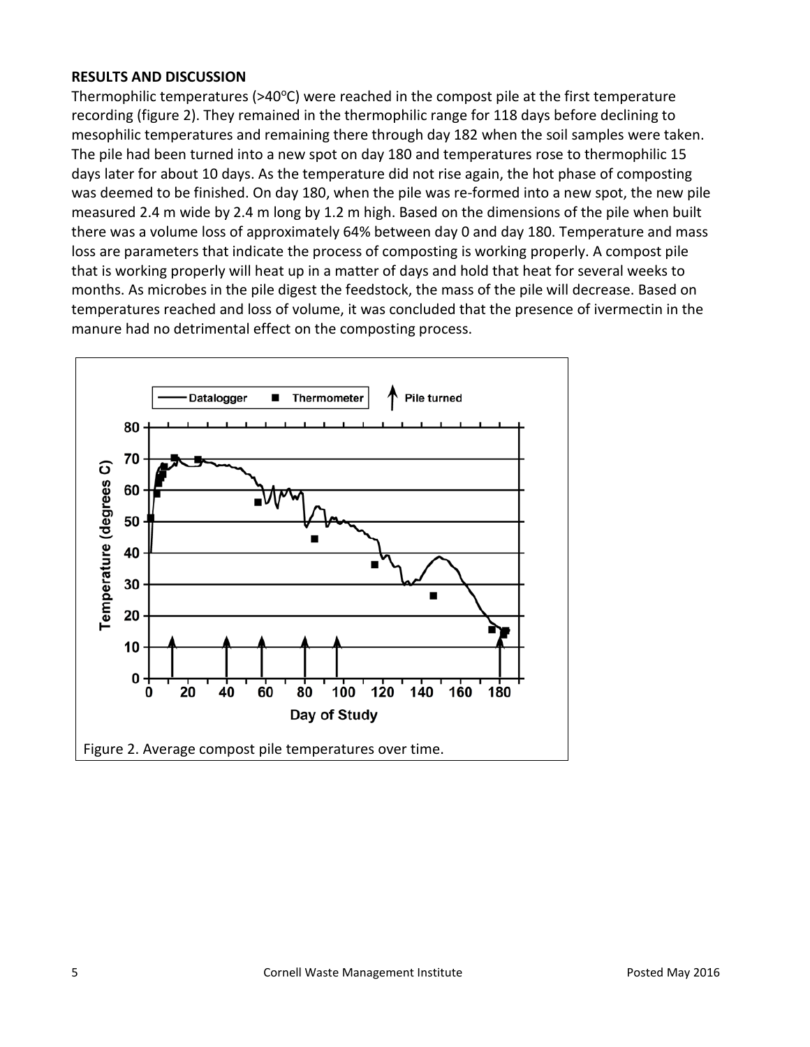**RESULTS AND DISCUSSION**

Thermophilic temperatures (>40°C) were reached in the compost pile at the first temperature recording (figure 2). They remained in the thermophilic range for 118 days before declining to mesophilic temperatures and remaining there through day 182 when the soil samples were taken. The pile had been turned into a new spot on day 180 and temperatures rose to thermophilic 15 days later for about 10 days. As the temperature did not rise again, the hot phase of composting was deemed to be finished. On day 180, when the pile was re-formed into a new spot, the new pile measured 2.4 m wide by 2.4 m long by 1.2 m high. Based on the dimensions of the pile when built there was a volume loss of approximately 64% between day 0 and day 180. Temperature and mass loss are parameters that indicate the process of composting is working properly. A compost pile that is working properly will heat up in a matter of days and hold that heat for several weeks to months. As microbes in the pile digest the feedstock, the mass of the pile will decrease. Based on temperatures reached and loss of volume, it was concluded that the presence of ivermectin in the manure had no detrimental effect on the composting process.

Figure 2. Average compost pile temperatures over time.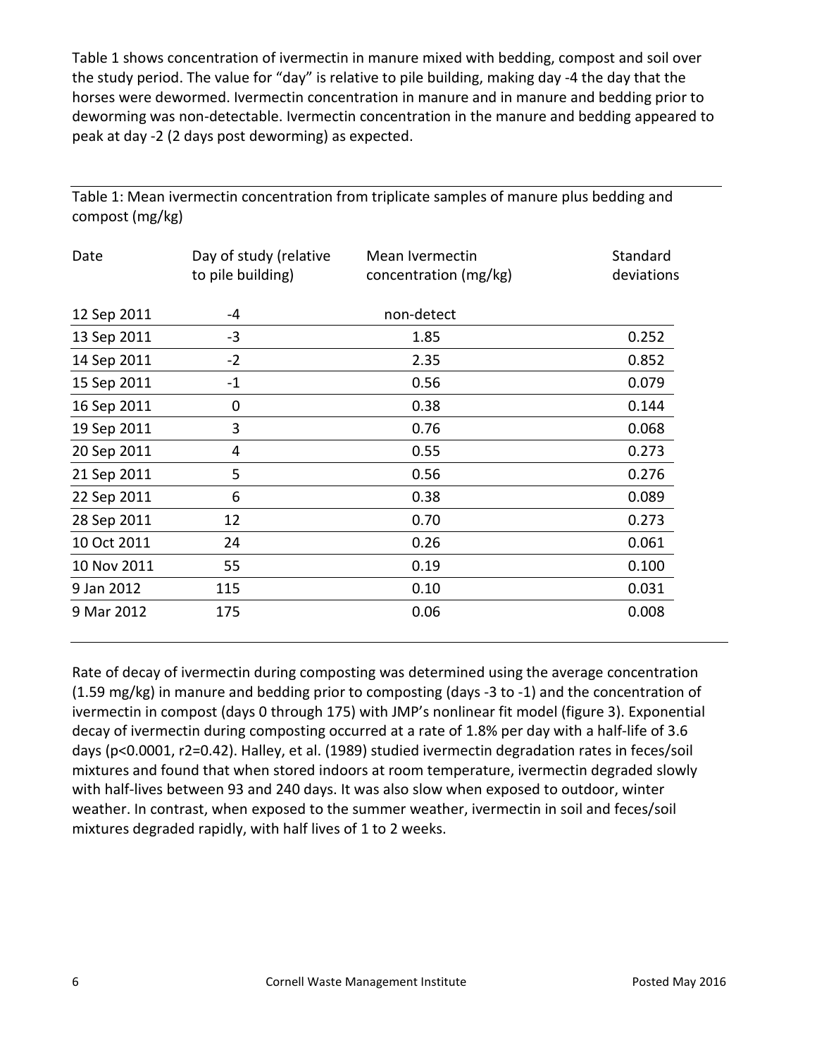Table 1 shows concentration of ivermectin in manure mixed with bedding, compost and soil over the study period. The value for "day" is relative to pile building, making day -4 the day that the horses were dewormed. Ivermectin concentration in manure and in manure and bedding prior to deworming was non-detectable. Ivermectin concentration in the manure and bedding appeared to peak at day -2 (2 days post deworming) as expected.

Table 1: Mean ivermectin concentration from triplicate samples of manure plus bedding and compost (mg/kg)

| Date | Day of study (relative to pile building) | Mean Ivermectin concentration (mg/kg) | Standard deviations |
|---|---|---|---|
| 12 Sep 2011 | -4 | non-detect | |
| 13 Sep 2011 | -3 | 1.85 | 0.252 |
| 14 Sep 2011 | -2 | 2.35 | 0.852 |
| 15 Sep 2011 | -1 | 0.56 | 0.079 |
| 16 Sep 2011 | 0 | 0.38 | 0.144 |
| 19 Sep 2011 | 3 | 0.76 | 0.068 |
| 20 Sep 2011 | 4 | 0.55 | 0.273 |
| 21 Sep 2011 | 5 | 0.56 | 0.276 |
| 22 Sep 2011 | 6 | 0.38 | 0.089 |
| 28 Sep 2011 | 12 | 0.70 | 0.273 |
| 10 Oct 2011 | 24 | 0.26 | 0.061 |
| 10 Nov 2011 | 55 | 0.19 | 0.100 |
| 9 Jan 2012 | 115 | 0.10 | 0.031 |
| 9 Mar 2012 | 175 | 0.06 | 0.008 |

Rate of decay of ivermectin during composting was determined using the average concentration (1.59 mg/kg) in manure and bedding prior to composting (days -3 to -1) and the concentration of ivermectin in compost (days 0 through 175) with JMP's nonlinear fit model (figure 3). Exponential decay of ivermectin during composting occurred at a rate of 1.8% per day with a half-life of 3.6 days ($p<0.0001$, $r2=0.42$). Halley, et al. (1989) studied ivermectin degradation rates in feces/soil mixtures and found that when stored indoors at room temperature, ivermectin degraded slowly with half-lives between 93 and 240 days. It was also slow when exposed to outdoor, winter weather. In contrast, when exposed to the summer weather, ivermectin in soil and feces/soil mixtures degraded rapidly, with half lives of 1 to 2 weeks.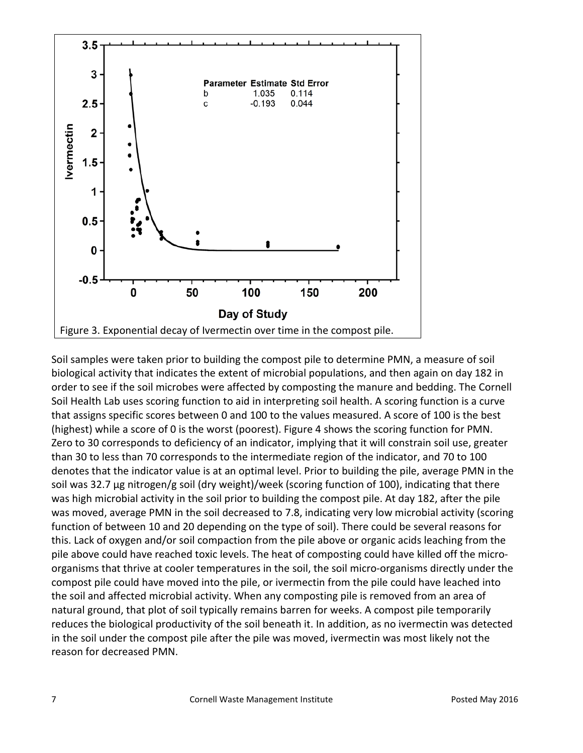Figure 3. Exponential decay of Ivermectin over time in the compost pile.

Soil samples were taken prior to building the compost pile to determine PMN, a measure of soil biological activity that indicates the extent of microbial populations, and then again on day 182 in order to see if the soil microbes were affected by composting the manure and bedding. The Cornell Soil Health Lab uses scoring function to aid in interpreting soil health. A scoring function is a curve that assigns specific scores between 0 and 100 to the values measured. A score of 100 is the best (highest) while a score of 0 is the worst (poorest). Figure 4 shows the scoring function for PMN. Zero to 30 corresponds to deficiency of an indicator, implying that it will constrain soil use, greater than 30 to less than 70 corresponds to the intermediate region of the indicator, and 70 to 100 denotes that the indicator value is at an optimal level. Prior to building the pile, average PMN in the soil was 32.7 μg nitrogen/g soil (dry weight)/week (scoring function of 100), indicating that there was high microbial activity in the soil prior to building the compost pile. At day 182, after the pile was moved, average PMN in the soil decreased to 7.8, indicating very low microbial activity (scoring function of between 10 and 20 depending on the type of soil). There could be several reasons for this. Lack of oxygen and/or soil compaction from the pile above or organic acids leaching from the pile above could have reached toxic levels. The heat of composting could have killed off the micro-organisms that thrive at cooler temperatures in the soil, the soil micro-organisms directly under the compost pile could have moved into the pile, or ivermectin from the pile could have leached into the soil and affected microbial activity. When any composting pile is removed from an area of natural ground, that plot of soil typically remains barren for weeks. A compost pile temporarily reduces the biological productivity of the soil beneath it. In addition, as no ivermectin was detected in the soil under the compost pile after the pile was moved, ivermectin was most likely not the reason for decreased PMN.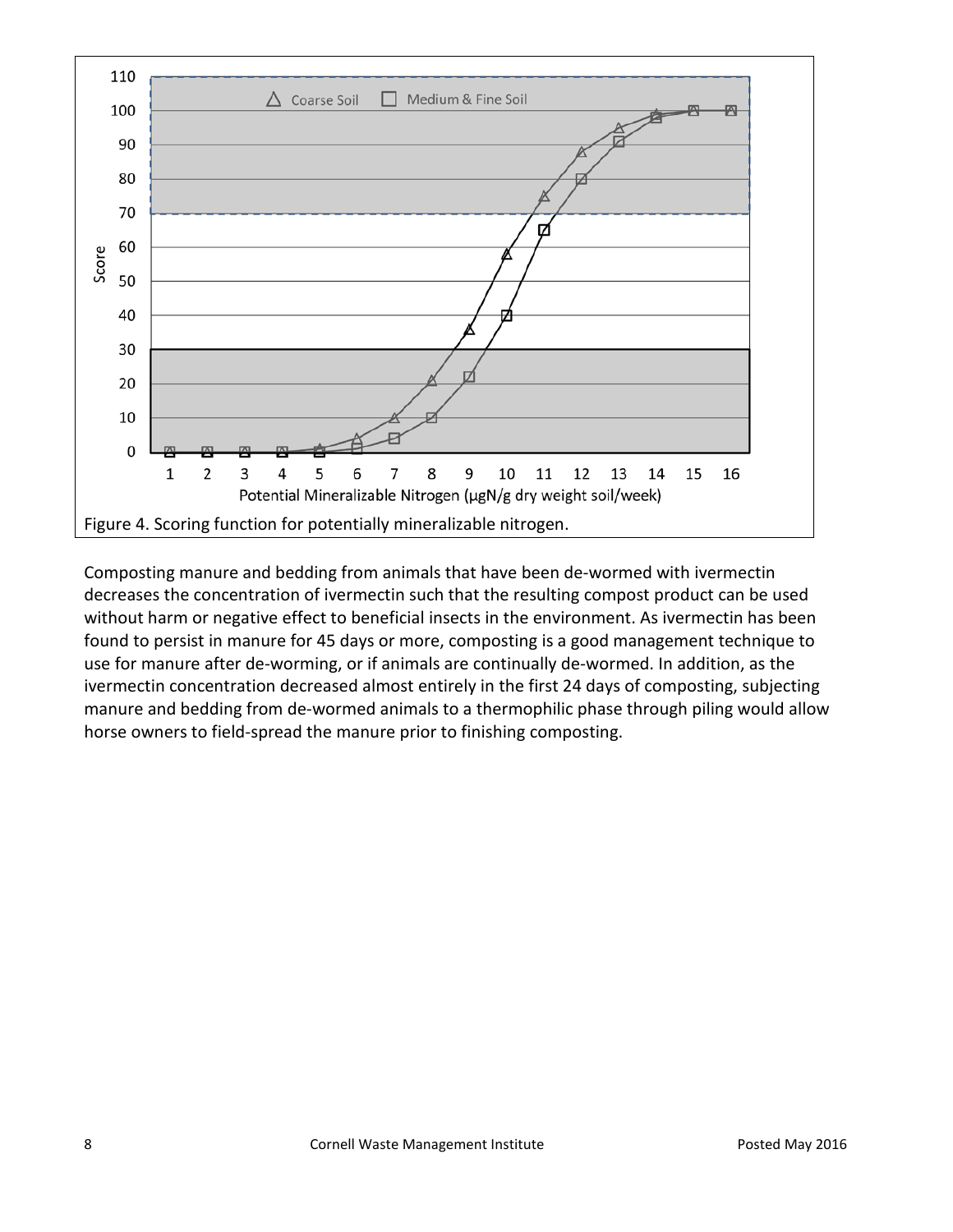Figure 4. Scoring function for potentially mineralizable nitrogen.

Composting manure and bedding from animals that have been de-wormed with ivermectin decreases the concentration of ivermectin such that the resulting compost product can be used without harm or negative effect to beneficial insects in the environment. As ivermectin has been found to persist in manure for 45 days or more, composting is a good management technique to use for manure after de-worming, or if animals are continually de-wormed. In addition, as the ivermectin concentration decreased almost entirely in the first 24 days of composting, subjecting manure and bedding from de-wormed animals to a thermophilic phase through piling would allow horse owners to field-spread the manure prior to finishing composting.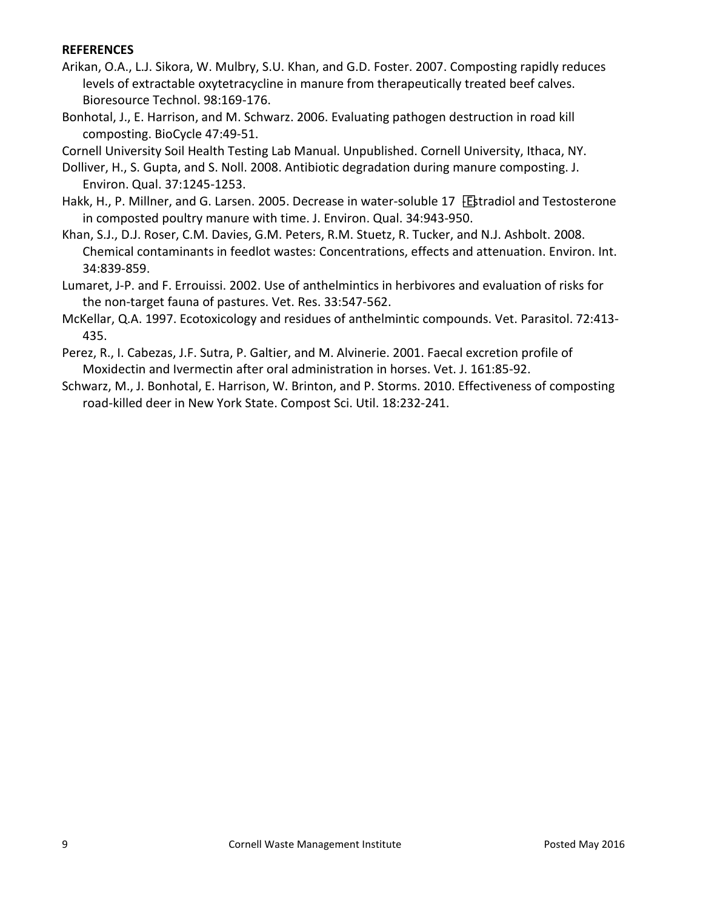**REFERENCES**

Arikan, O.A., L.J. Sikora, W. Mulbry, S.U. Khan, and G.D. Foster. 2007. Composting rapidly reduces levels of extractable oxytetracycline in manure from therapeutically treated beef calves. Bioresource Technol. 98:169-176.

Bonhotal, J., E. Harrison, and M. Schwarz. 2006. Evaluating pathogen destruction in road kill composting. BioCycle 47:49-51.

Cornell University Soil Health Testing Lab Manual. Unpublished. Cornell University, Ithaca, NY.

Dolliver, H., S. Gupta, and S. Noll. 2008. Antibiotic degradation during manure composting. J. Environ. Qual. 37:1245-1253.

Hakk, H., P. Millner, and G. Larsen. 2005. Decrease in water-soluble 17 -Estradiol and Testosterone in composted poultry manure with time. J. Environ. Qual. 34:943-950.

Khan, S.J., D.J. Roser, C.M. Davies, G.M. Peters, R.M. Stuetz, R. Tucker, and N.J. Ashbolt. 2008. Chemical contaminants in feedlot wastes: Concentrations, effects and attenuation. Environ. Int. 34:839-859.

Lumaret, J-P. and F. Errouissi. 2002. Use of anthelmintics in herbivores and evaluation of risks for the non-target fauna of pastures. Vet. Res. 33:547-562.

McKellar, Q.A. 1997. Ecotoxicology and residues of anthelmintic compounds. Vet. Parasitol. 72:413-435.

Perez, R., I. Cabezas, J.F. Sutra, P. Galtier, and M. Alvinerie. 2001. Faecal excretion profile of Moxidectin and Ivermectin after oral administration in horses. Vet. J. 161:85-92.

Schwarz, M., J. Bonhotal, E. Harrison, W. Brinton, and P. Storms. 2010. Effectiveness of composting road-killed deer in New York State. Compost Sci. Util. 18:232-241.